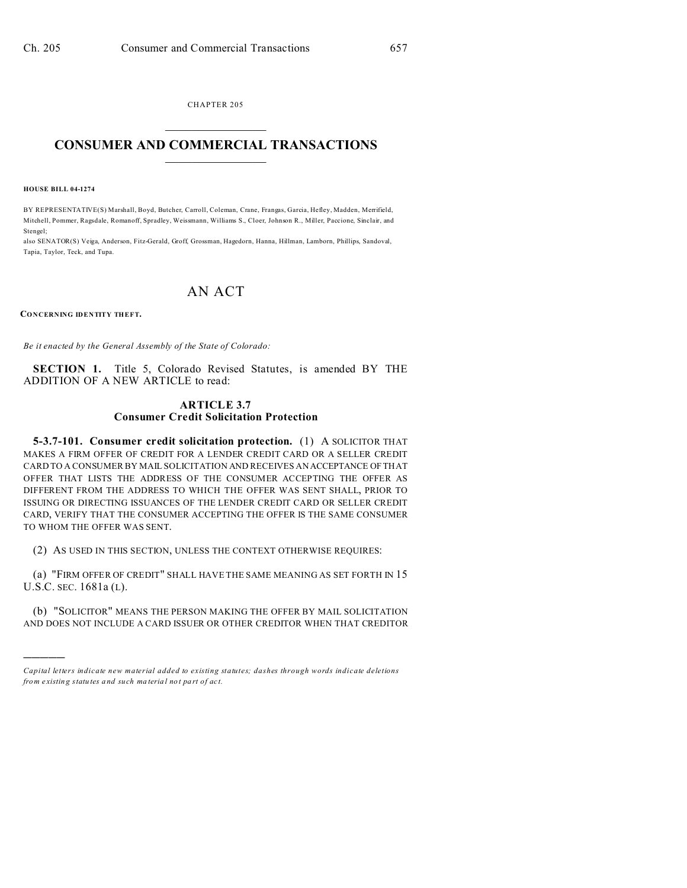CHAPTER 205

# CONSUMER AND COMMERCIAL TRANSACTIONS

**HOUSE BILL 04-1274**

BY REPRESENTATIVE(S) Marshall, Boyd, Butcher, Carroll, Coleman, Crane, Frangas, Garcia, Hefley, Madden, Merrifield, Mitchell, Pommer, Ragsdale, Romanoff, Spradley, Weissmann, Williams S., Cloer, Johnson R., Miller, Paccione, Sinclair, and Stengel;
also SENATOR(S) Veiga, Anderson, Fitz-Gerald, Groff, Grossman, Hagedorn, Hanna, Hillman, Lamborn, Phillips, Sandoval, Tapia, Taylor, Teck, and Tupa.

# AN ACT

**CONCERNING IDENTITY THEFT.**

*Be it enacted by the General Assembly of the State of Colorado:*

**SECTION 1.** Title 5, Colorado Revised Statutes, is amended BY THE ADDITION OF A NEW ARTICLE to read:

## ARTICLE 3.7
## Consumer Credit Solicitation Protection

**5-3.7-101. Consumer credit solicitation protection.** (1) A SOLICITOR THAT MAKES A FIRM OFFER OF CREDIT FOR A LENDER CREDIT CARD OR A SELLER CREDIT CARD TO A CONSUMER BY MAIL SOLICITATION AND RECEIVES AN ACCEPTANCE OF THAT OFFER THAT LISTS THE ADDRESS OF THE CONSUMER ACCEPTING THE OFFER AS DIFFERENT FROM THE ADDRESS TO WHICH THE OFFER WAS SENT SHALL, PRIOR TO ISSUING OR DIRECTING ISSUANCES OF THE LENDER CREDIT CARD OR SELLER CREDIT CARD, VERIFY THAT THE CONSUMER ACCEPTING THE OFFER IS THE SAME CONSUMER TO WHOM THE OFFER WAS SENT.

(2) AS USED IN THIS SECTION, UNLESS THE CONTEXT OTHERWISE REQUIRES:

(a) "FIRM OFFER OF CREDIT" SHALL HAVE THE SAME MEANING AS SET FORTH IN 15 U.S.C. SEC. 1681a (L).

(b) "SOLICITOR" MEANS THE PERSON MAKING THE OFFER BY MAIL SOLICITATION AND DOES NOT INCLUDE A CARD ISSUER OR OTHER CREDITOR WHEN THAT CREDITOR

---

*Capital letters indicate new material added to existing statutes; dashes through words indicate deletions from existing statutes and such material not part of act.*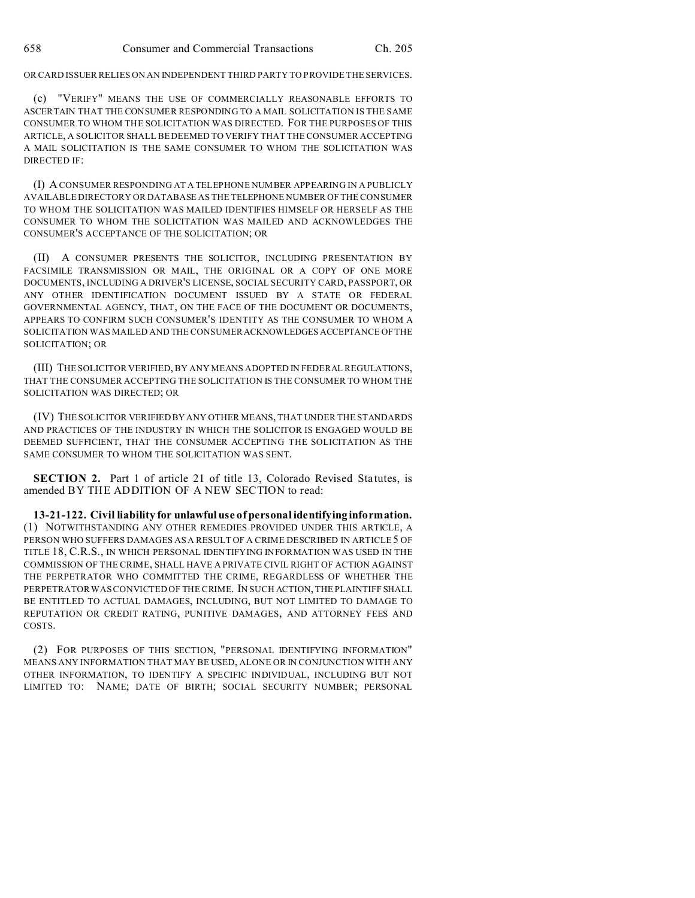OR CARD ISSUER RELIES ON AN INDEPENDENT THIRD PARTY TO PROVIDE THE SERVICES.

(c) "VERIFY" MEANS THE USE OF COMMERCIALLY REASONABLE EFFORTS TO ASCERTAIN THAT THE CONSUMER RESPONDING TO A MAIL SOLICITATION IS THE SAME CONSUMER TO WHOM THE SOLICITATION WAS DIRECTED. FOR THE PURPOSES OF THIS ARTICLE, A SOLICITOR SHALL BE DEEMED TO VERIFY THAT THE CONSUMER ACCEPTING A MAIL SOLICITATION IS THE SAME CONSUMER TO WHOM THE SOLICITATION WAS DIRECTED IF:

(I) A CONSUMER RESPONDING AT A TELEPHONE NUMBER APPEARING IN A PUBLICLY AVAILABLE DIRECTORY OR DATABASE AS THE TELEPHONE NUMBER OF THE CONSUMER TO WHOM THE SOLICITATION WAS MAILED IDENTIFIES HIMSELF OR HERSELF AS THE CONSUMER TO WHOM THE SOLICITATION WAS MAILED AND ACKNOWLEDGES THE CONSUMER'S ACCEPTANCE OF THE SOLICITATION; OR

(II) A CONSUMER PRESENTS THE SOLICITOR, INCLUDING PRESENTATION BY FACSIMILE TRANSMISSION OR MAIL, THE ORIGINAL OR A COPY OF ONE MORE DOCUMENTS, INCLUDING A DRIVER'S LICENSE, SOCIAL SECURITY CARD, PASSPORT, OR ANY OTHER IDENTIFICATION DOCUMENT ISSUED BY A STATE OR FEDERAL GOVERNMENTAL AGENCY, THAT, ON THE FACE OF THE DOCUMENT OR DOCUMENTS, APPEARS TO CONFIRM SUCH CONSUMER'S IDENTITY AS THE CONSUMER TO WHOM A SOLICITATION WAS MAILED AND THE CONSUMER ACKNOWLEDGES ACCEPTANCE OF THE SOLICITATION; OR

(III) THE SOLICITOR VERIFIED, BY ANY MEANS ADOPTED IN FEDERAL REGULATIONS, THAT THE CONSUMER ACCEPTING THE SOLICITATION IS THE CONSUMER TO WHOM THE SOLICITATION WAS DIRECTED; OR

(IV) THE SOLICITOR VERIFIED BY ANY OTHER MEANS, THAT UNDER THE STANDARDS AND PRACTICES OF THE INDUSTRY IN WHICH THE SOLICITOR IS ENGAGED WOULD BE DEEMED SUFFICIENT, THAT THE CONSUMER ACCEPTING THE SOLICITATION AS THE SAME CONSUMER TO WHOM THE SOLICITATION WAS SENT.

**SECTION 2.** Part 1 of article 21 of title 13, Colorado Revised Statutes, is amended BY THE ADDITION OF A NEW SECTION to read:

**13-21-122. Civil liability for unlawful use of personal identifying information.** (1) NOTWITHSTANDING ANY OTHER REMEDIES PROVIDED UNDER THIS ARTICLE, A PERSON WHO SUFFERS DAMAGES AS A RESULT OF A CRIME DESCRIBED IN ARTICLE 5 OF TITLE 18, C.R.S., IN WHICH PERSONAL IDENTIFYING INFORMATION WAS USED IN THE COMMISSION OF THE CRIME, SHALL HAVE A PRIVATE CIVIL RIGHT OF ACTION AGAINST THE PERPETRATOR WHO COMMITTED THE CRIME, REGARDLESS OF WHETHER THE PERPETRATOR WAS CONVICTED OF THE CRIME. IN SUCH ACTION, THE PLAINTIFF SHALL BE ENTITLED TO ACTUAL DAMAGES, INCLUDING, BUT NOT LIMITED TO DAMAGE TO REPUTATION OR CREDIT RATING, PUNITIVE DAMAGES, AND ATTORNEY FEES AND COSTS.

(2) FOR PURPOSES OF THIS SECTION, "PERSONAL IDENTIFYING INFORMATION" MEANS ANY INFORMATION THAT MAY BE USED, ALONE OR IN CONJUNCTION WITH ANY OTHER INFORMATION, TO IDENTIFY A SPECIFIC INDIVIDUAL, INCLUDING BUT NOT LIMITED TO: NAME; DATE OF BIRTH; SOCIAL SECURITY NUMBER; PERSONAL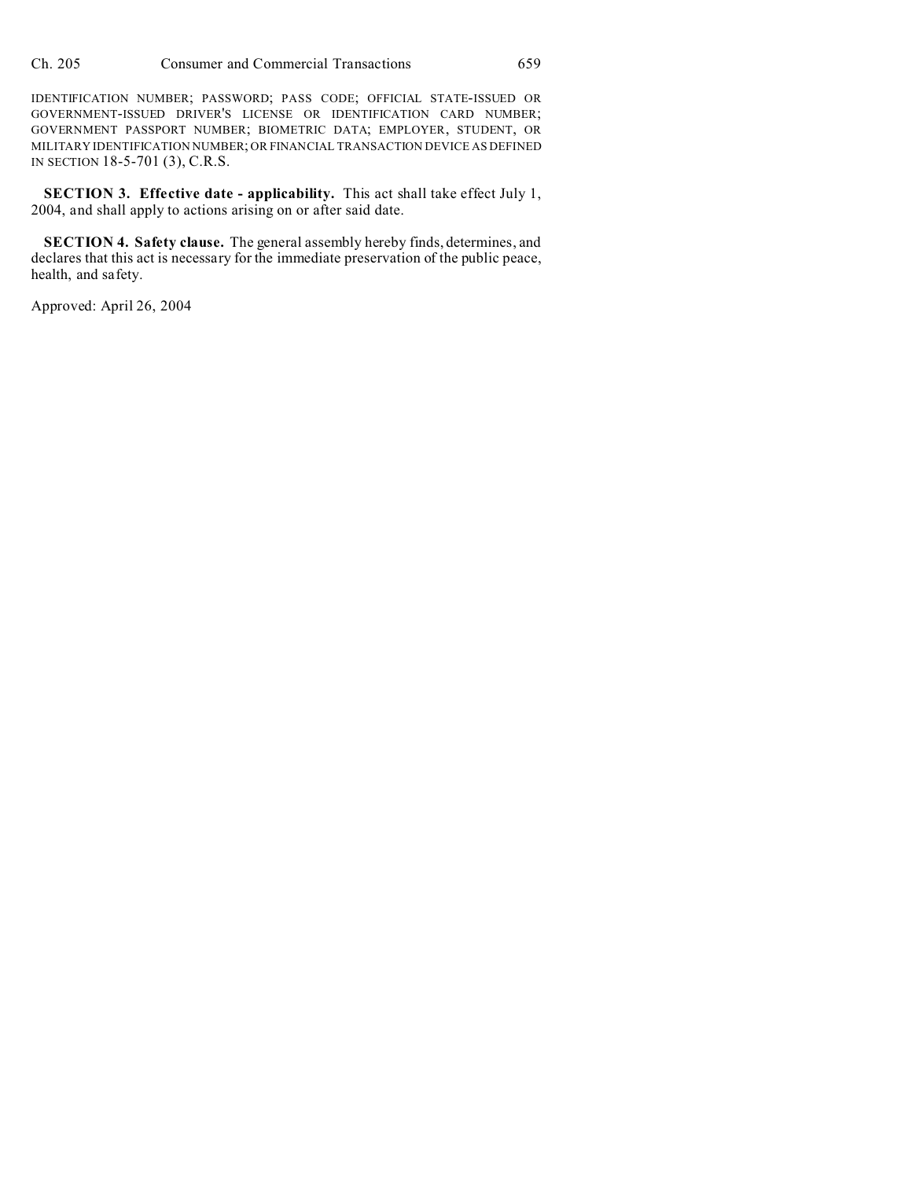IDENTIFICATION NUMBER; PASSWORD; PASS CODE; OFFICIAL STATE-ISSUED OR GOVERNMENT-ISSUED DRIVER'S LICENSE OR IDENTIFICATION CARD NUMBER; GOVERNMENT PASSPORT NUMBER; BIOMETRIC DATA; EMPLOYER, STUDENT, OR MILITARY IDENTIFICATION NUMBER; OR FINANCIAL TRANSACTION DEVICE AS DEFINED IN SECTION 18-5-701 (3), C.R.S.

**SECTION 3. Effective date - applicability.** This act shall take effect July 1, 2004, and shall apply to actions arising on or after said date.

**SECTION 4. Safety clause.** The general assembly hereby finds, determines, and declares that this act is necessary for the immediate preservation of the public peace, health, and safety.

Approved: April 26, 2004